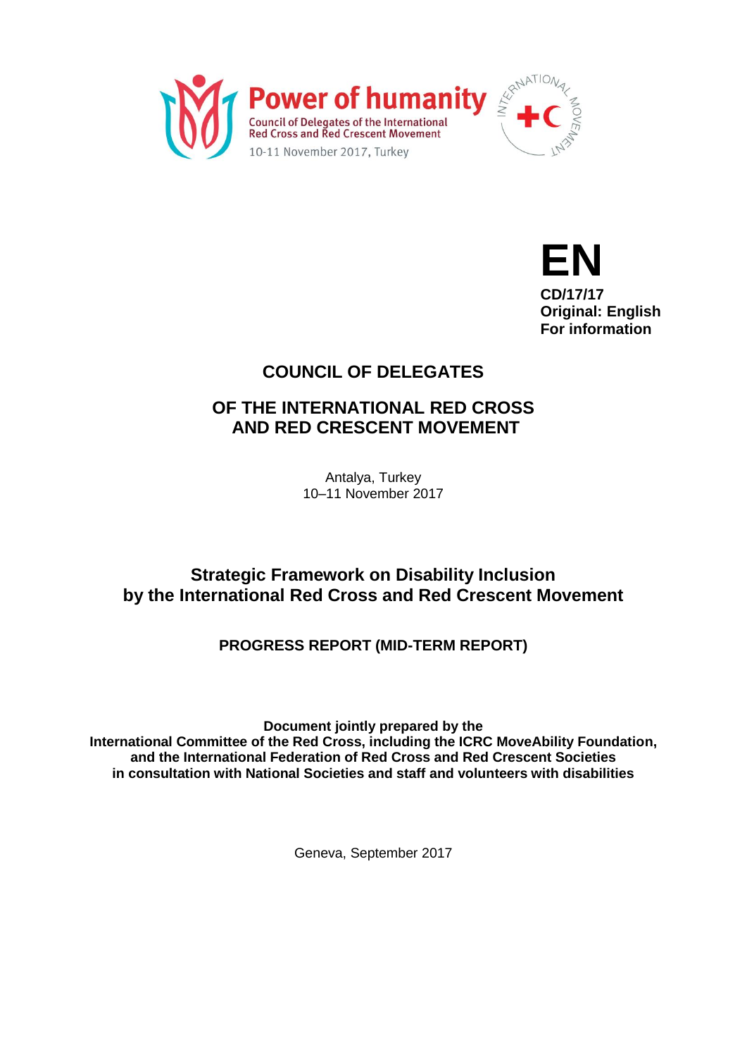Power of humanity
Council of Delegates of the International Red Cross and Red Crescent Movement
10-11 November 2017, Turkey

INTERNATIONAL MOVEMENT

**EN**
**CD/17/17**
**Original: English**
**For information**

# COUNCIL OF DELEGATES

# OF THE INTERNATIONAL RED CROSS AND RED CRESCENT MOVEMENT

Antalya, Turkey
10–11 November 2017

## Strategic Framework on Disability Inclusion by the International Red Cross and Red Crescent Movement

### PROGRESS REPORT (MID-TERM REPORT)

**Document jointly prepared by the International Committee of the Red Cross, including the ICRC MoveAbility Foundation, and the International Federation of Red Cross and Red Crescent Societies in consultation with National Societies and staff and volunteers with disabilities**

Geneva, September 2017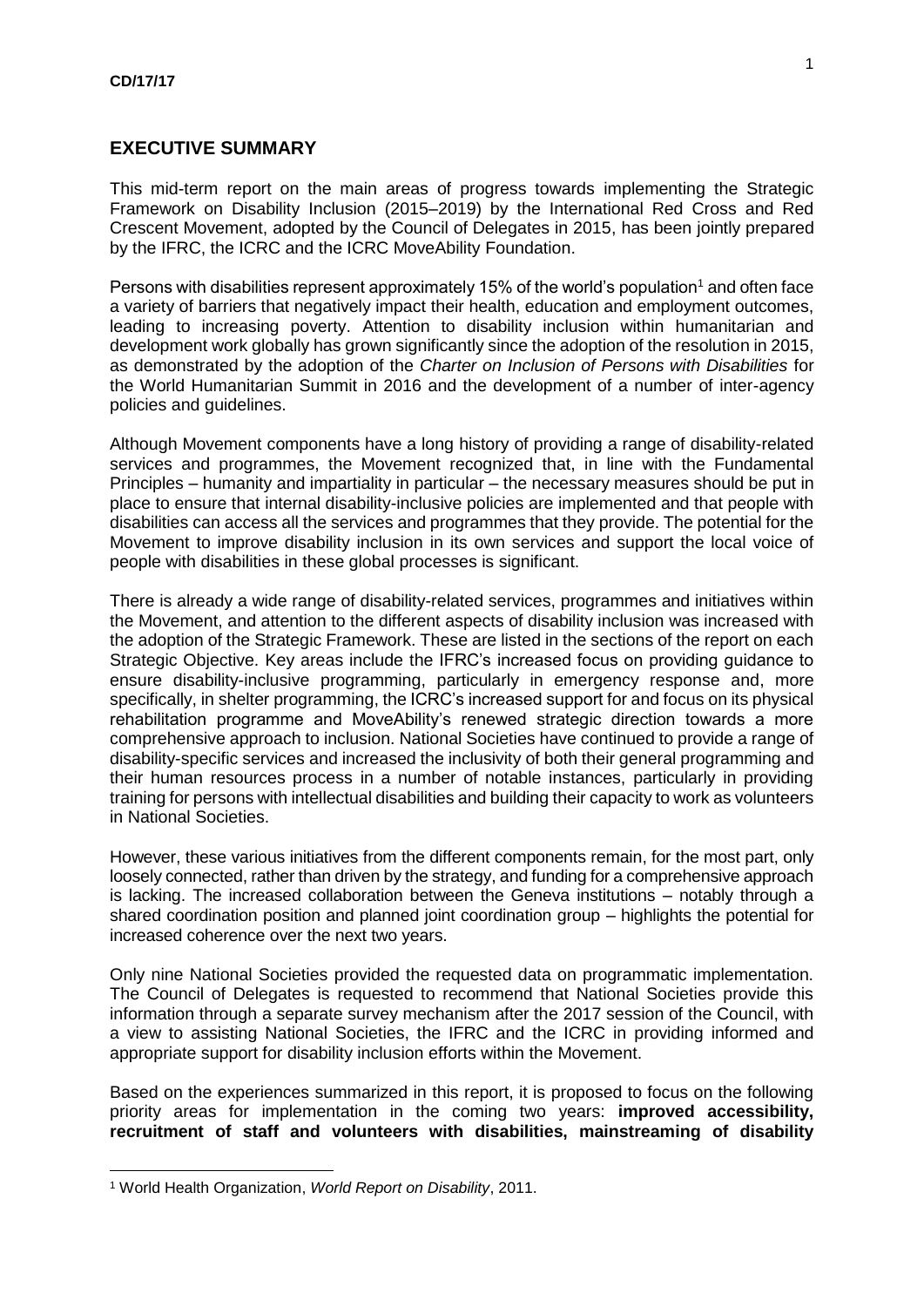## EXECUTIVE SUMMARY

This mid-term report on the main areas of progress towards implementing the Strategic Framework on Disability Inclusion (2015–2019) by the International Red Cross and Red Crescent Movement, adopted by the Council of Delegates in 2015, has been jointly prepared by the IFRC, the ICRC and the ICRC MoveAbility Foundation.

Persons with disabilities represent approximately 15% of the world's population[1] and often face a variety of barriers that negatively impact their health, education and employment outcomes, leading to increasing poverty. Attention to disability inclusion within humanitarian and development work globally has grown significantly since the adoption of the resolution in 2015, as demonstrated by the adoption of the *Charter on Inclusion of Persons with Disabilities* for the World Humanitarian Summit in 2016 and the development of a number of inter-agency policies and guidelines.

Although Movement components have a long history of providing a range of disability-related services and programmes, the Movement recognized that, in line with the Fundamental Principles – humanity and impartiality in particular – the necessary measures should be put in place to ensure that internal disability-inclusive policies are implemented and that people with disabilities can access all the services and programmes that they provide. The potential for the Movement to improve disability inclusion in its own services and support the local voice of people with disabilities in these global processes is significant.

There is already a wide range of disability-related services, programmes and initiatives within the Movement, and attention to the different aspects of disability inclusion was increased with the adoption of the Strategic Framework. These are listed in the sections of the report on each Strategic Objective. Key areas include the IFRC's increased focus on providing guidance to ensure disability-inclusive programming, particularly in emergency response and, more specifically, in shelter programming, the ICRC's increased support for and focus on its physical rehabilitation programme and MoveAbility's renewed strategic direction towards a more comprehensive approach to inclusion. National Societies have continued to provide a range of disability-specific services and increased the inclusivity of both their general programming and their human resources process in a number of notable instances, particularly in providing training for persons with intellectual disabilities and building their capacity to work as volunteers in National Societies.

However, these various initiatives from the different components remain, for the most part, only loosely connected, rather than driven by the strategy, and funding for a comprehensive approach is lacking. The increased collaboration between the Geneva institutions – notably through a shared coordination position and planned joint coordination group – highlights the potential for increased coherence over the next two years.

Only nine National Societies provided the requested data on programmatic implementation. The Council of Delegates is requested to recommend that National Societies provide this information through a separate survey mechanism after the 2017 session of the Council, with a view to assisting National Societies, the IFRC and the ICRC in providing informed and appropriate support for disability inclusion efforts within the Movement.

Based on the experiences summarized in this report, it is proposed to focus on the following priority areas for implementation in the coming two years: **improved accessibility, recruitment of staff and volunteers with disabilities, mainstreaming of disability**

[1] World Health Organization, *World Report on Disability*, 2011.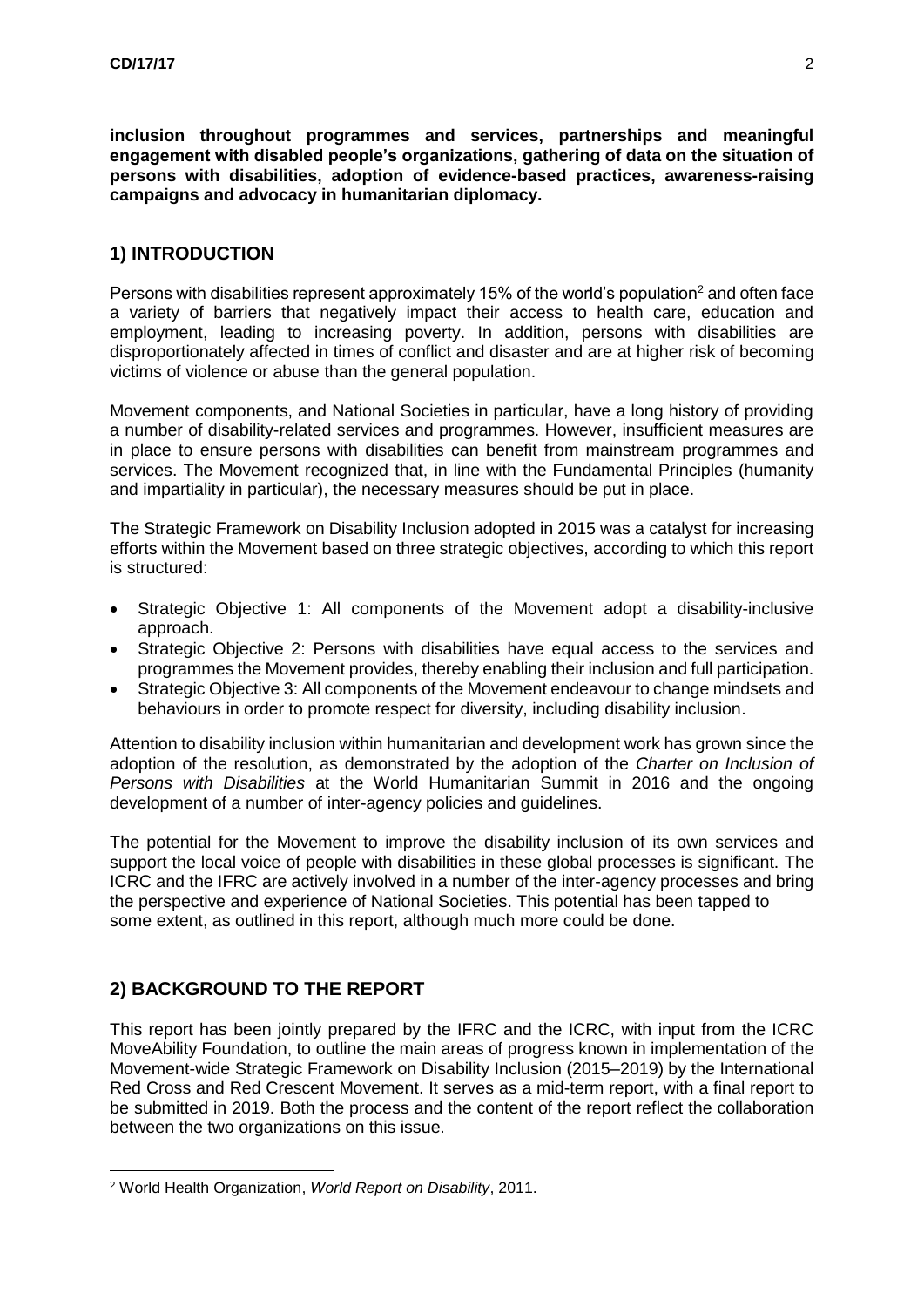**inclusion throughout programmes and services, partnerships and meaningful engagement with disabled people's organizations, gathering of data on the situation of persons with disabilities, adoption of evidence-based practices, awareness-raising campaigns and advocacy in humanitarian diplomacy.**

## 1) INTRODUCTION

Persons with disabilities represent approximately 15% of the world's population[2] and often face a variety of barriers that negatively impact their access to health care, education and employment, leading to increasing poverty. In addition, persons with disabilities are disproportionately affected in times of conflict and disaster and are at higher risk of becoming victims of violence or abuse than the general population.

Movement components, and National Societies in particular, have a long history of providing a number of disability-related services and programmes. However, insufficient measures are in place to ensure persons with disabilities can benefit from mainstream programmes and services. The Movement recognized that, in line with the Fundamental Principles (humanity and impartiality in particular), the necessary measures should be put in place.

The Strategic Framework on Disability Inclusion adopted in 2015 was a catalyst for increasing efforts within the Movement based on three strategic objectives, according to which this report is structured:

- Strategic Objective 1: All components of the Movement adopt a disability-inclusive approach.
- Strategic Objective 2: Persons with disabilities have equal access to the services and programmes the Movement provides, thereby enabling their inclusion and full participation.
- Strategic Objective 3: All components of the Movement endeavour to change mindsets and behaviours in order to promote respect for diversity, including disability inclusion.

Attention to disability inclusion within humanitarian and development work has grown since the adoption of the resolution, as demonstrated by the adoption of the *Charter on Inclusion of Persons with Disabilities* at the World Humanitarian Summit in 2016 and the ongoing development of a number of inter-agency policies and guidelines.

The potential for the Movement to improve the disability inclusion of its own services and support the local voice of people with disabilities in these global processes is significant. The ICRC and the IFRC are actively involved in a number of the inter-agency processes and bring the perspective and experience of National Societies. This potential has been tapped to some extent, as outlined in this report, although much more could be done.

## 2) BACKGROUND TO THE REPORT

This report has been jointly prepared by the IFRC and the ICRC, with input from the ICRC MoveAbility Foundation, to outline the main areas of progress known in implementation of the Movement-wide Strategic Framework on Disability Inclusion (2015–2019) by the International Red Cross and Red Crescent Movement. It serves as a mid-term report, with a final report to be submitted in 2019. Both the process and the content of the report reflect the collaboration between the two organizations on this issue.

[2] World Health Organization, *World Report on Disability*, 2011.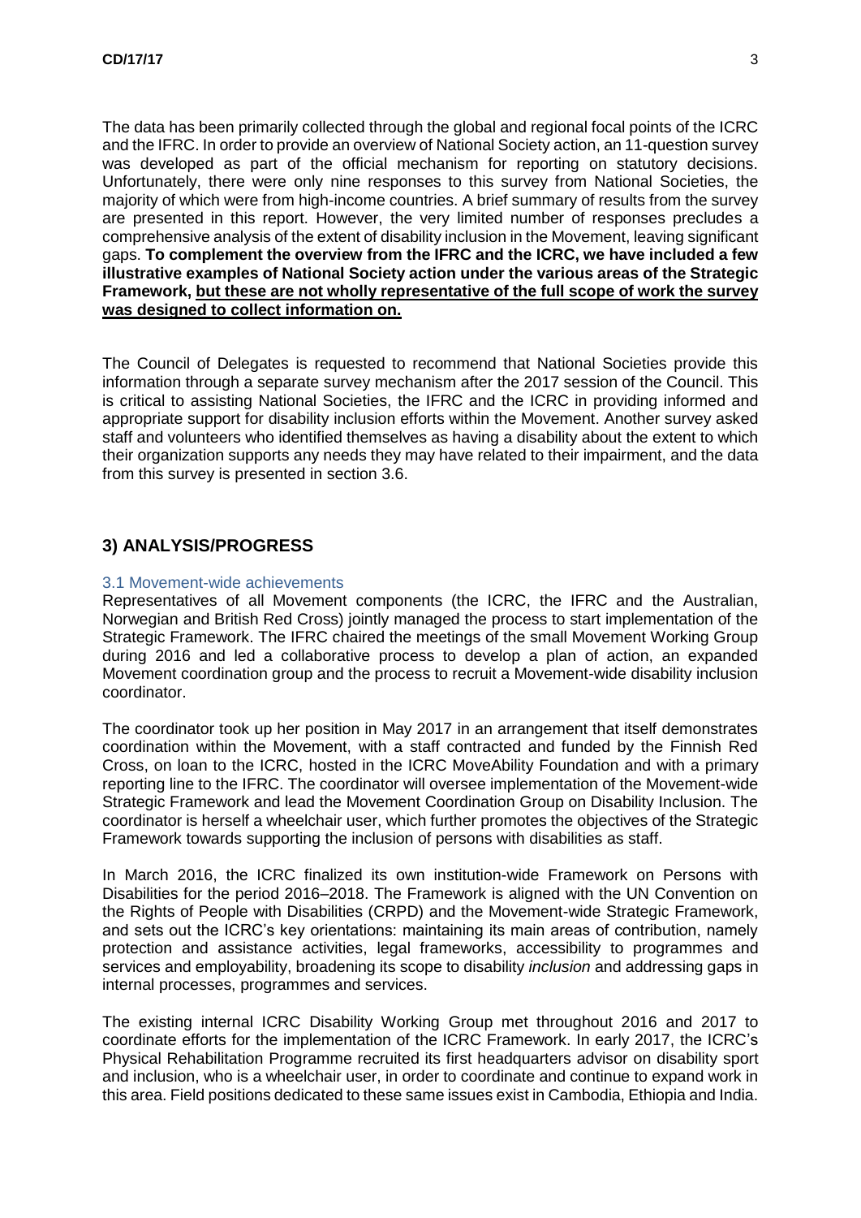The data has been primarily collected through the global and regional focal points of the ICRC and the IFRC. In order to provide an overview of National Society action, an 11-question survey was developed as part of the official mechanism for reporting on statutory decisions. Unfortunately, there were only nine responses to this survey from National Societies, the majority of which were from high-income countries. A brief summary of results from the survey are presented in this report. However, the very limited number of responses precludes a comprehensive analysis of the extent of disability inclusion in the Movement, leaving significant gaps. **To complement the overview from the IFRC and the ICRC, we have included a few illustrative examples of National Society action under the various areas of the Strategic Framework, <u>but these are not wholly representative of the full scope of work the survey was designed to collect information on.</u>**

The Council of Delegates is requested to recommend that National Societies provide this information through a separate survey mechanism after the 2017 session of the Council. This is critical to assisting National Societies, the IFRC and the ICRC in providing informed and appropriate support for disability inclusion efforts within the Movement. Another survey asked staff and volunteers who identified themselves as having a disability about the extent to which their organization supports any needs they may have related to their impairment, and the data from this survey is presented in section 3.6.

## 3) ANALYSIS/PROGRESS

### 3.1 Movement-wide achievements

Representatives of all Movement components (the ICRC, the IFRC and the Australian, Norwegian and British Red Cross) jointly managed the process to start implementation of the Strategic Framework. The IFRC chaired the meetings of the small Movement Working Group during 2016 and led a collaborative process to develop a plan of action, an expanded Movement coordination group and the process to recruit a Movement-wide disability inclusion coordinator.

The coordinator took up her position in May 2017 in an arrangement that itself demonstrates coordination within the Movement, with a staff contracted and funded by the Finnish Red Cross, on loan to the ICRC, hosted in the ICRC MoveAbility Foundation and with a primary reporting line to the IFRC. The coordinator will oversee implementation of the Movement-wide Strategic Framework and lead the Movement Coordination Group on Disability Inclusion. The coordinator is herself a wheelchair user, which further promotes the objectives of the Strategic Framework towards supporting the inclusion of persons with disabilities as staff.

In March 2016, the ICRC finalized its own institution-wide Framework on Persons with Disabilities for the period 2016–2018. The Framework is aligned with the UN Convention on the Rights of People with Disabilities (CRPD) and the Movement-wide Strategic Framework, and sets out the ICRC's key orientations: maintaining its main areas of contribution, namely protection and assistance activities, legal frameworks, accessibility to programmes and services and employability, broadening its scope to disability *inclusion* and addressing gaps in internal processes, programmes and services.

The existing internal ICRC Disability Working Group met throughout 2016 and 2017 to coordinate efforts for the implementation of the ICRC Framework. In early 2017, the ICRC's Physical Rehabilitation Programme recruited its first headquarters advisor on disability sport and inclusion, who is a wheelchair user, in order to coordinate and continue to expand work in this area. Field positions dedicated to these same issues exist in Cambodia, Ethiopia and India.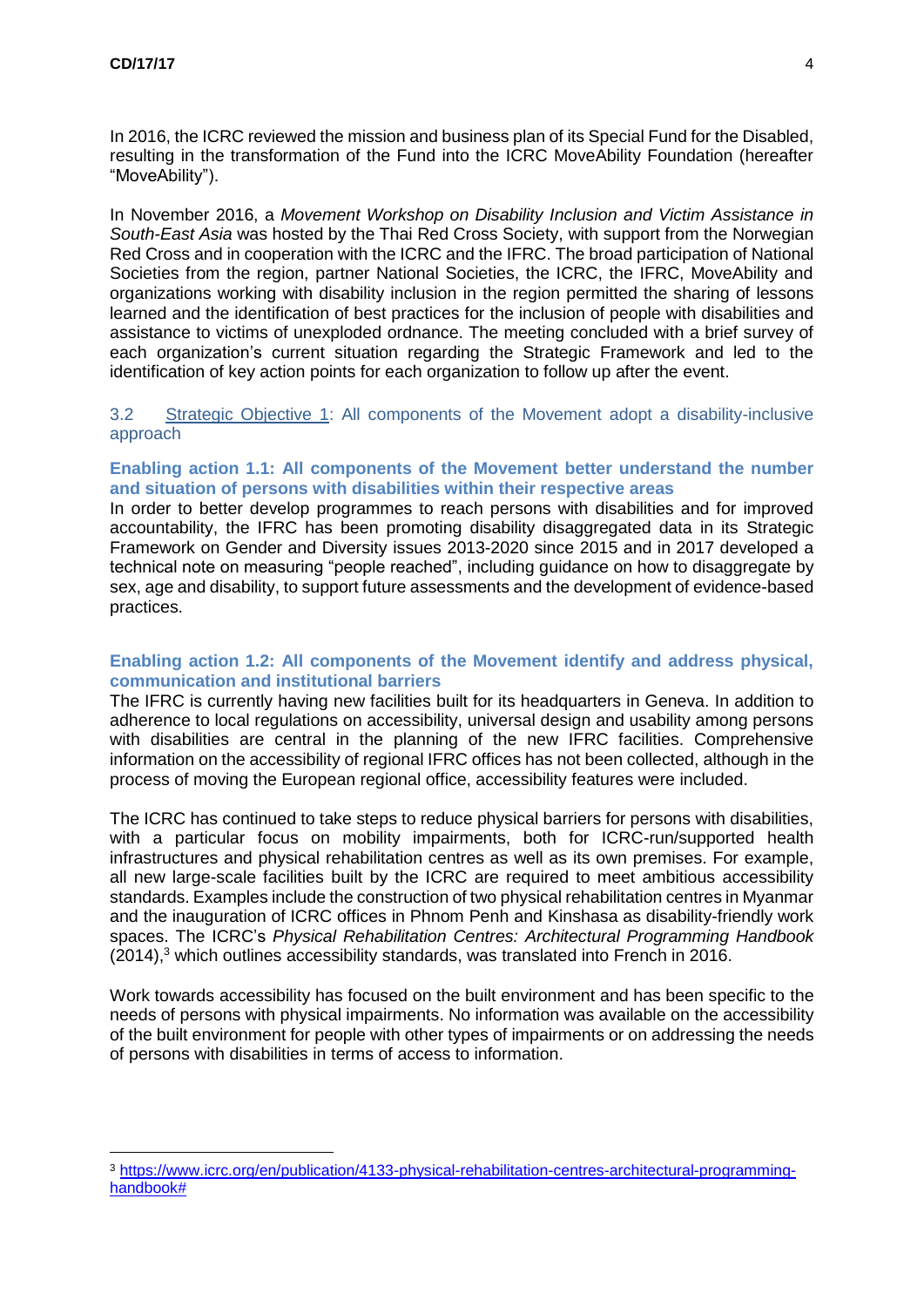In 2016, the ICRC reviewed the mission and business plan of its Special Fund for the Disabled, resulting in the transformation of the Fund into the ICRC MoveAbility Foundation (hereafter "MoveAbility").

In November 2016, a *Movement Workshop on Disability Inclusion and Victim Assistance in South-East Asia* was hosted by the Thai Red Cross Society, with support from the Norwegian Red Cross and in cooperation with the ICRC and the IFRC. The broad participation of National Societies from the region, partner National Societies, the ICRC, the IFRC, MoveAbility and organizations working with disability inclusion in the region permitted the sharing of lessons learned and the identification of best practices for the inclusion of people with disabilities and assistance to victims of unexploded ordnance. The meeting concluded with a brief survey of each organization's current situation regarding the Strategic Framework and led to the identification of key action points for each organization to follow up after the event.

### 3.2 Strategic Objective 1: All components of the Movement adopt a disability-inclusive approach

**Enabling action 1.1: All components of the Movement better understand the number and situation of persons with disabilities within their respective areas**

In order to better develop programmes to reach persons with disabilities and for improved accountability, the IFRC has been promoting disability disaggregated data in its Strategic Framework on Gender and Diversity issues 2013-2020 since 2015 and in 2017 developed a technical note on measuring "people reached", including guidance on how to disaggregate by sex, age and disability, to support future assessments and the development of evidence-based practices.

**Enabling action 1.2: All components of the Movement identify and address physical, communication and institutional barriers**

The IFRC is currently having new facilities built for its headquarters in Geneva. In addition to adherence to local regulations on accessibility, universal design and usability among persons with disabilities are central in the planning of the new IFRC facilities. Comprehensive information on the accessibility of regional IFRC offices has not been collected, although in the process of moving the European regional office, accessibility features were included.

The ICRC has continued to take steps to reduce physical barriers for persons with disabilities, with a particular focus on mobility impairments, both for ICRC-run/supported health infrastructures and physical rehabilitation centres as well as its own premises. For example, all new large-scale facilities built by the ICRC are required to meet ambitious accessibility standards. Examples include the construction of two physical rehabilitation centres in Myanmar and the inauguration of ICRC offices in Phnom Penh and Kinshasa as disability-friendly work spaces. The ICRC's *Physical Rehabilitation Centres: Architectural Programming Handbook* (2014),[3] which outlines accessibility standards, was translated into French in 2016.

Work towards accessibility has focused on the built environment and has been specific to the needs of persons with physical impairments. No information was available on the accessibility of the built environment for people with other types of impairments or on addressing the needs of persons with disabilities in terms of access to information.

[3] https://www.icrc.org/en/publication/4133-physical-rehabilitation-centres-architectural-programming-handbook#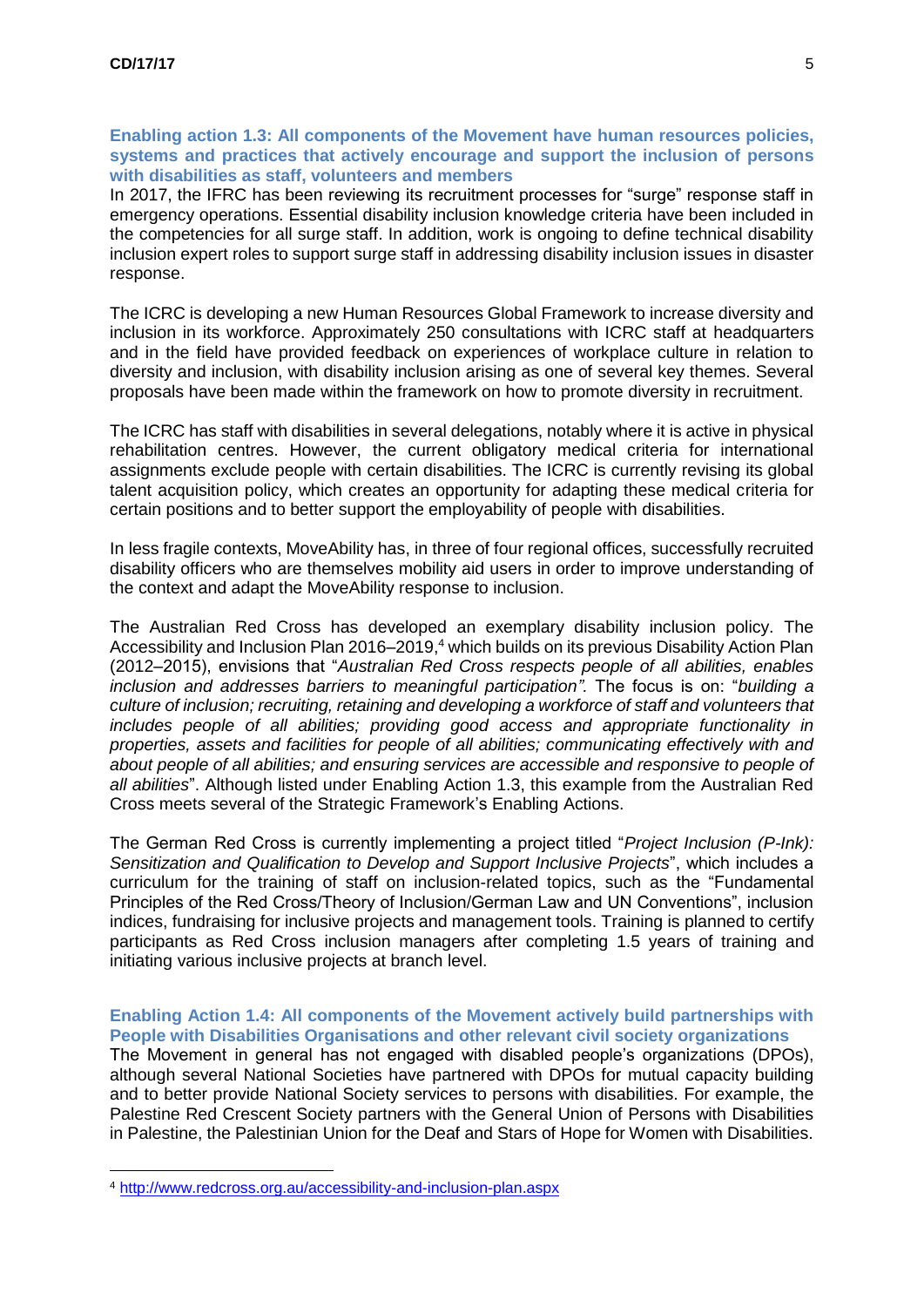### Enabling action 1.3: All components of the Movement have human resources policies, systems and practices that actively encourage and support the inclusion of persons with disabilities as staff, volunteers and members

In 2017, the IFRC has been reviewing its recruitment processes for "surge" response staff in emergency operations. Essential disability inclusion knowledge criteria have been included in the competencies for all surge staff. In addition, work is ongoing to define technical disability inclusion expert roles to support surge staff in addressing disability inclusion issues in disaster response.

The ICRC is developing a new Human Resources Global Framework to increase diversity and inclusion in its workforce. Approximately 250 consultations with ICRC staff at headquarters and in the field have provided feedback on experiences of workplace culture in relation to diversity and inclusion, with disability inclusion arising as one of several key themes. Several proposals have been made within the framework on how to promote diversity in recruitment.

The ICRC has staff with disabilities in several delegations, notably where it is active in physical rehabilitation centres. However, the current obligatory medical criteria for international assignments exclude people with certain disabilities. The ICRC is currently revising its global talent acquisition policy, which creates an opportunity for adapting these medical criteria for certain positions and to better support the employability of people with disabilities.

In less fragile contexts, MoveAbility has, in three of four regional offices, successfully recruited disability officers who are themselves mobility aid users in order to improve understanding of the context and adapt the MoveAbility response to inclusion.

The Australian Red Cross has developed an exemplary disability inclusion policy. The Accessibility and Inclusion Plan 2016–2019,[4] which builds on its previous Disability Action Plan (2012–2015), envisions that "*Australian Red Cross respects people of all abilities, enables inclusion and addresses barriers to meaningful participation".* The focus is on: "*building a culture of inclusion; recruiting, retaining and developing a workforce of staff and volunteers that includes people of all abilities; providing good access and appropriate functionality in properties, assets and facilities for people of all abilities; communicating effectively with and about people of all abilities; and ensuring services are accessible and responsive to people of all abilities*". Although listed under Enabling Action 1.3, this example from the Australian Red Cross meets several of the Strategic Framework's Enabling Actions.

The German Red Cross is currently implementing a project titled "*Project Inclusion (P-Ink): Sensitization and Qualification to Develop and Support Inclusive Projects*", which includes a curriculum for the training of staff on inclusion-related topics, such as the "Fundamental Principles of the Red Cross/Theory of Inclusion/German Law and UN Conventions", inclusion indices, fundraising for inclusive projects and management tools. Training is planned to certify participants as Red Cross inclusion managers after completing 1.5 years of training and initiating various inclusive projects at branch level.

### Enabling Action 1.4: All components of the Movement actively build partnerships with People with Disabilities Organisations and other relevant civil society organizations

The Movement in general has not engaged with disabled people's organizations (DPOs), although several National Societies have partnered with DPOs for mutual capacity building and to better provide National Society services to persons with disabilities. For example, the Palestine Red Crescent Society partners with the General Union of Persons with Disabilities in Palestine, the Palestinian Union for the Deaf and Stars of Hope for Women with Disabilities.

---

[4] http://www.redcross.org.au/accessibility-and-inclusion-plan.aspx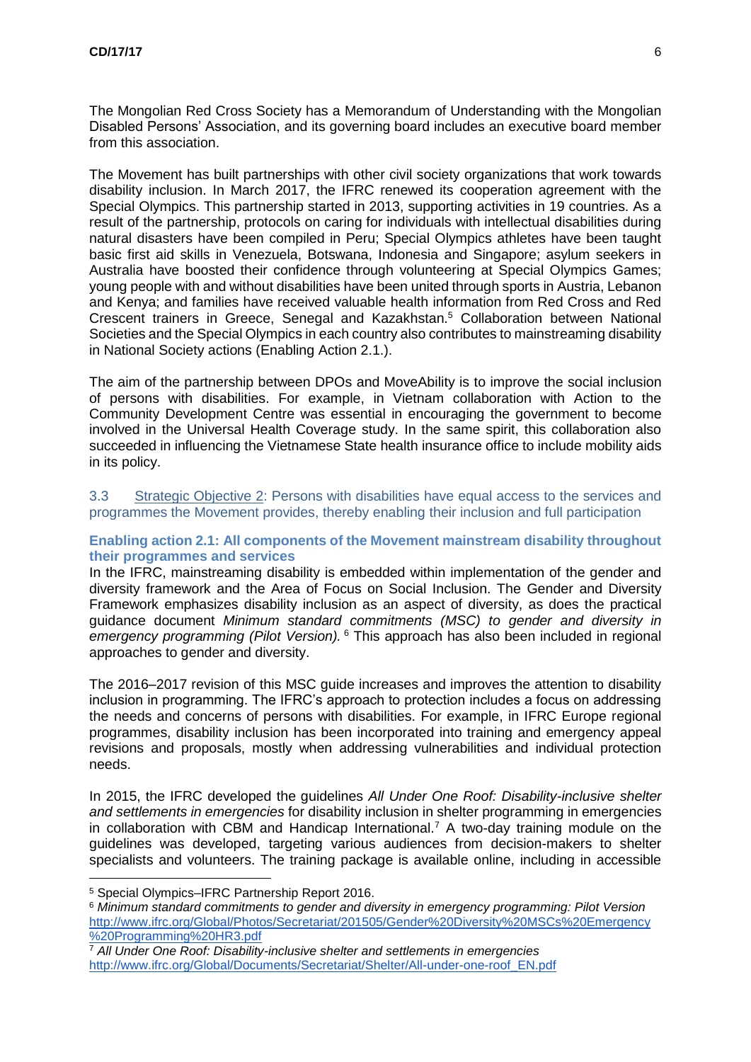The Mongolian Red Cross Society has a Memorandum of Understanding with the Mongolian Disabled Persons' Association, and its governing board includes an executive board member from this association.

The Movement has built partnerships with other civil society organizations that work towards disability inclusion. In March 2017, the IFRC renewed its cooperation agreement with the Special Olympics. This partnership started in 2013, supporting activities in 19 countries. As a result of the partnership, protocols on caring for individuals with intellectual disabilities during natural disasters have been compiled in Peru; Special Olympics athletes have been taught basic first aid skills in Venezuela, Botswana, Indonesia and Singapore; asylum seekers in Australia have boosted their confidence through volunteering at Special Olympics Games; young people with and without disabilities have been united through sports in Austria, Lebanon and Kenya; and families have received valuable health information from Red Cross and Red Crescent trainers in Greece, Senegal and Kazakhstan.[5] Collaboration between National Societies and the Special Olympics in each country also contributes to mainstreaming disability in National Society actions (Enabling Action 2.1.).

The aim of the partnership between DPOs and MoveAbility is to improve the social inclusion of persons with disabilities. For example, in Vietnam collaboration with Action to the Community Development Centre was essential in encouraging the government to become involved in the Universal Health Coverage study. In the same spirit, this collaboration also succeeded in influencing the Vietnamese State health insurance office to include mobility aids in its policy.

## 3.3 Strategic Objective 2: Persons with disabilities have equal access to the services and programmes the Movement provides, thereby enabling their inclusion and full participation

### Enabling action 2.1: All components of the Movement mainstream disability throughout their programmes and services

In the IFRC, mainstreaming disability is embedded within implementation of the gender and diversity framework and the Area of Focus on Social Inclusion. The Gender and Diversity Framework emphasizes disability inclusion as an aspect of diversity, as does the practical guidance document *Minimum standard commitments (MSC) to gender and diversity in emergency programming (Pilot Version).*[6] This approach has also been included in regional approaches to gender and diversity.

The 2016–2017 revision of this MSC guide increases and improves the attention to disability inclusion in programming. The IFRC's approach to protection includes a focus on addressing the needs and concerns of persons with disabilities. For example, in IFRC Europe regional programmes, disability inclusion has been incorporated into training and emergency appeal revisions and proposals, mostly when addressing vulnerabilities and individual protection needs.

In 2015, the IFRC developed the guidelines *All Under One Roof: Disability-inclusive shelter and settlements in emergencies* for disability inclusion in shelter programming in emergencies in collaboration with CBM and Handicap International.[7] A two-day training module on the guidelines was developed, targeting various audiences from decision-makers to shelter specialists and volunteers. The training package is available online, including in accessible

---

[5] Special Olympics–IFRC Partnership Report 2016.

[6] *Minimum standard commitments to gender and diversity in emergency programming: Pilot Version* http://www.ifrc.org/Global/Photos/Secretariat/201505/Gender%20Diversity%20MSCs%20Emergency%20Programming%20HR3.pdf

[7] *All Under One Roof: Disability-inclusive shelter and settlements in emergencies* http://www.ifrc.org/Global/Documents/Secretariat/Shelter/All-under-one-roof_EN.pdf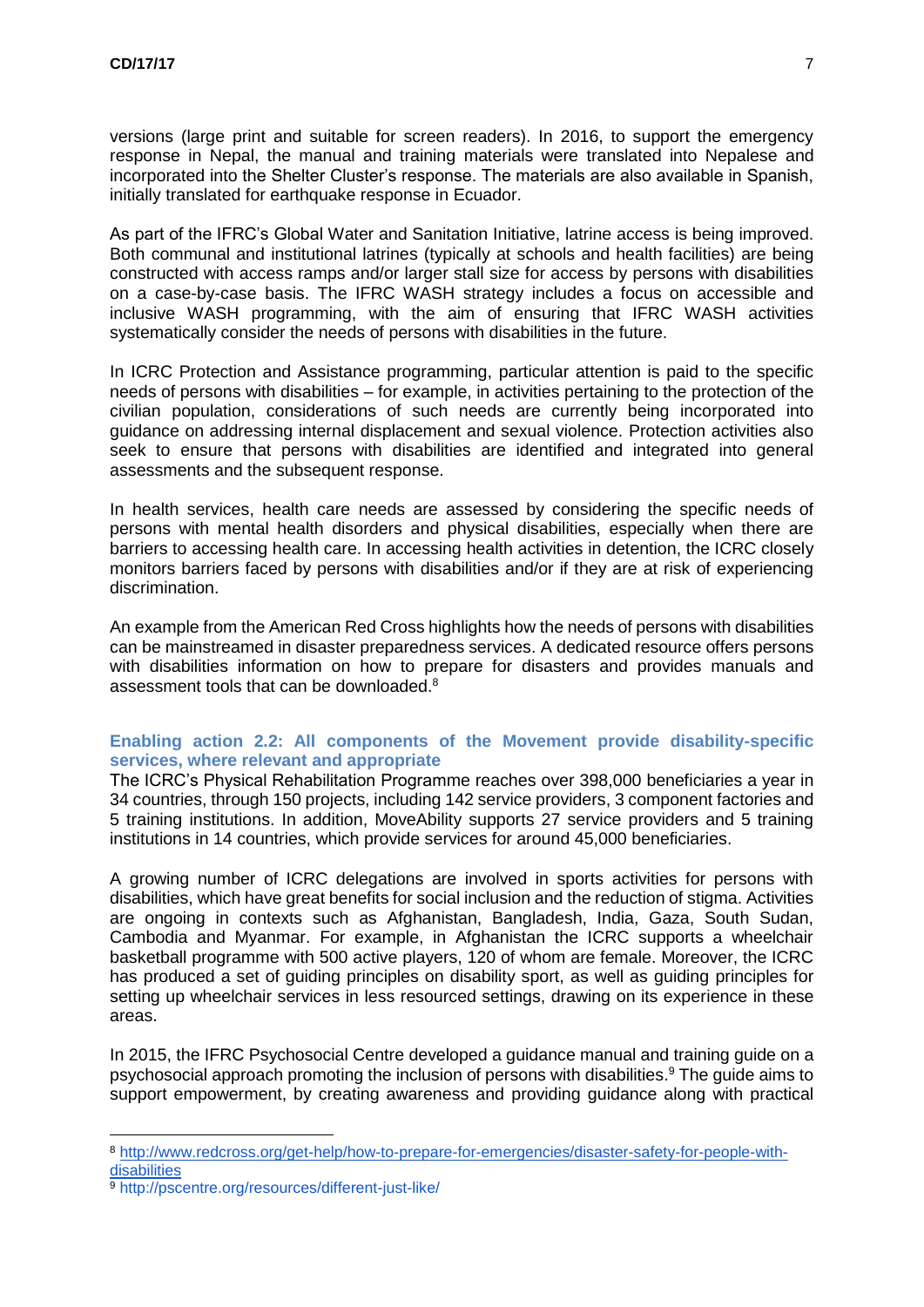versions (large print and suitable for screen readers). In 2016, to support the emergency response in Nepal, the manual and training materials were translated into Nepalese and incorporated into the Shelter Cluster's response. The materials are also available in Spanish, initially translated for earthquake response in Ecuador.

As part of the IFRC's Global Water and Sanitation Initiative, latrine access is being improved. Both communal and institutional latrines (typically at schools and health facilities) are being constructed with access ramps and/or larger stall size for access by persons with disabilities on a case-by-case basis. The IFRC WASH strategy includes a focus on accessible and inclusive WASH programming, with the aim of ensuring that IFRC WASH activities systematically consider the needs of persons with disabilities in the future.

In ICRC Protection and Assistance programming, particular attention is paid to the specific needs of persons with disabilities – for example, in activities pertaining to the protection of the civilian population, considerations of such needs are currently being incorporated into guidance on addressing internal displacement and sexual violence. Protection activities also seek to ensure that persons with disabilities are identified and integrated into general assessments and the subsequent response.

In health services, health care needs are assessed by considering the specific needs of persons with mental health disorders and physical disabilities, especially when there are barriers to accessing health care. In accessing health activities in detention, the ICRC closely monitors barriers faced by persons with disabilities and/or if they are at risk of experiencing discrimination.

An example from the American Red Cross highlights how the needs of persons with disabilities can be mainstreamed in disaster preparedness services. A dedicated resource offers persons with disabilities information on how to prepare for disasters and provides manuals and assessment tools that can be downloaded.[8]

**Enabling action 2.2: All components of the Movement provide disability-specific services, where relevant and appropriate**

The ICRC's Physical Rehabilitation Programme reaches over 398,000 beneficiaries a year in 34 countries, through 150 projects, including 142 service providers, 3 component factories and 5 training institutions. In addition, MoveAbility supports 27 service providers and 5 training institutions in 14 countries, which provide services for around 45,000 beneficiaries.

A growing number of ICRC delegations are involved in sports activities for persons with disabilities, which have great benefits for social inclusion and the reduction of stigma. Activities are ongoing in contexts such as Afghanistan, Bangladesh, India, Gaza, South Sudan, Cambodia and Myanmar. For example, in Afghanistan the ICRC supports a wheelchair basketball programme with 500 active players, 120 of whom are female. Moreover, the ICRC has produced a set of guiding principles on disability sport, as well as guiding principles for setting up wheelchair services in less resourced settings, drawing on its experience in these areas.

In 2015, the IFRC Psychosocial Centre developed a guidance manual and training guide on a psychosocial approach promoting the inclusion of persons with disabilities.[9] The guide aims to support empowerment, by creating awareness and providing guidance along with practical

---

[8] http://www.redcross.org/get-help/how-to-prepare-for-emergencies/disaster-safety-for-people-with-disabilities

[9] http://pscentre.org/resources/different-just-like/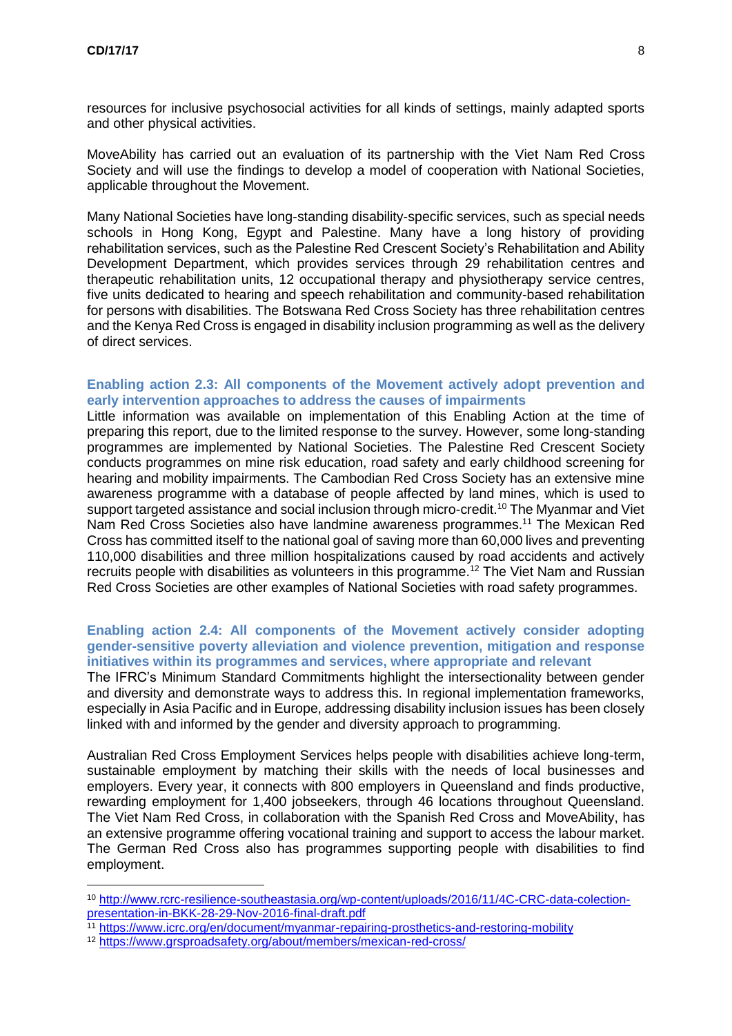resources for inclusive psychosocial activities for all kinds of settings, mainly adapted sports and other physical activities.

MoveAbility has carried out an evaluation of its partnership with the Viet Nam Red Cross Society and will use the findings to develop a model of cooperation with National Societies, applicable throughout the Movement.

Many National Societies have long-standing disability-specific services, such as special needs schools in Hong Kong, Egypt and Palestine. Many have a long history of providing rehabilitation services, such as the Palestine Red Crescent Society's Rehabilitation and Ability Development Department, which provides services through 29 rehabilitation centres and therapeutic rehabilitation units, 12 occupational therapy and physiotherapy service centres, five units dedicated to hearing and speech rehabilitation and community-based rehabilitation for persons with disabilities. The Botswana Red Cross Society has three rehabilitation centres and the Kenya Red Cross is engaged in disability inclusion programming as well as the delivery of direct services.

### Enabling action 2.3: All components of the Movement actively adopt prevention and early intervention approaches to address the causes of impairments

Little information was available on implementation of this Enabling Action at the time of preparing this report, due to the limited response to the survey. However, some long-standing programmes are implemented by National Societies. The Palestine Red Crescent Society conducts programmes on mine risk education, road safety and early childhood screening for hearing and mobility impairments. The Cambodian Red Cross Society has an extensive mine awareness programme with a database of people affected by land mines, which is used to support targeted assistance and social inclusion through micro-credit.[10] The Myanmar and Viet Nam Red Cross Societies also have landmine awareness programmes.[11] The Mexican Red Cross has committed itself to the national goal of saving more than 60,000 lives and preventing 110,000 disabilities and three million hospitalizations caused by road accidents and actively recruits people with disabilities as volunteers in this programme.[12] The Viet Nam and Russian Red Cross Societies are other examples of National Societies with road safety programmes.

### Enabling action 2.4: All components of the Movement actively consider adopting gender-sensitive poverty alleviation and violence prevention, mitigation and response initiatives within its programmes and services, where appropriate and relevant

The IFRC's Minimum Standard Commitments highlight the intersectionality between gender and diversity and demonstrate ways to address this. In regional implementation frameworks, especially in Asia Pacific and in Europe, addressing disability inclusion issues has been closely linked with and informed by the gender and diversity approach to programming.

Australian Red Cross Employment Services helps people with disabilities achieve long-term, sustainable employment by matching their skills with the needs of local businesses and employers. Every year, it connects with 800 employers in Queensland and finds productive, rewarding employment for 1,400 jobseekers, through 46 locations throughout Queensland. The Viet Nam Red Cross, in collaboration with the Spanish Red Cross and MoveAbility, has an extensive programme offering vocational training and support to access the labour market. The German Red Cross also has programmes supporting people with disabilities to find employment.

---

[10] http://www.rcrc-resilience-southeastasia.org/wp-content/uploads/2016/11/4C-CRC-data-colection-presentation-in-BKK-28-29-Nov-2016-final-draft.pdf

[11] https://www.icrc.org/en/document/myanmar-repairing-prosthetics-and-restoring-mobility

[12] https://www.grsproadsafety.org/about/members/mexican-red-cross/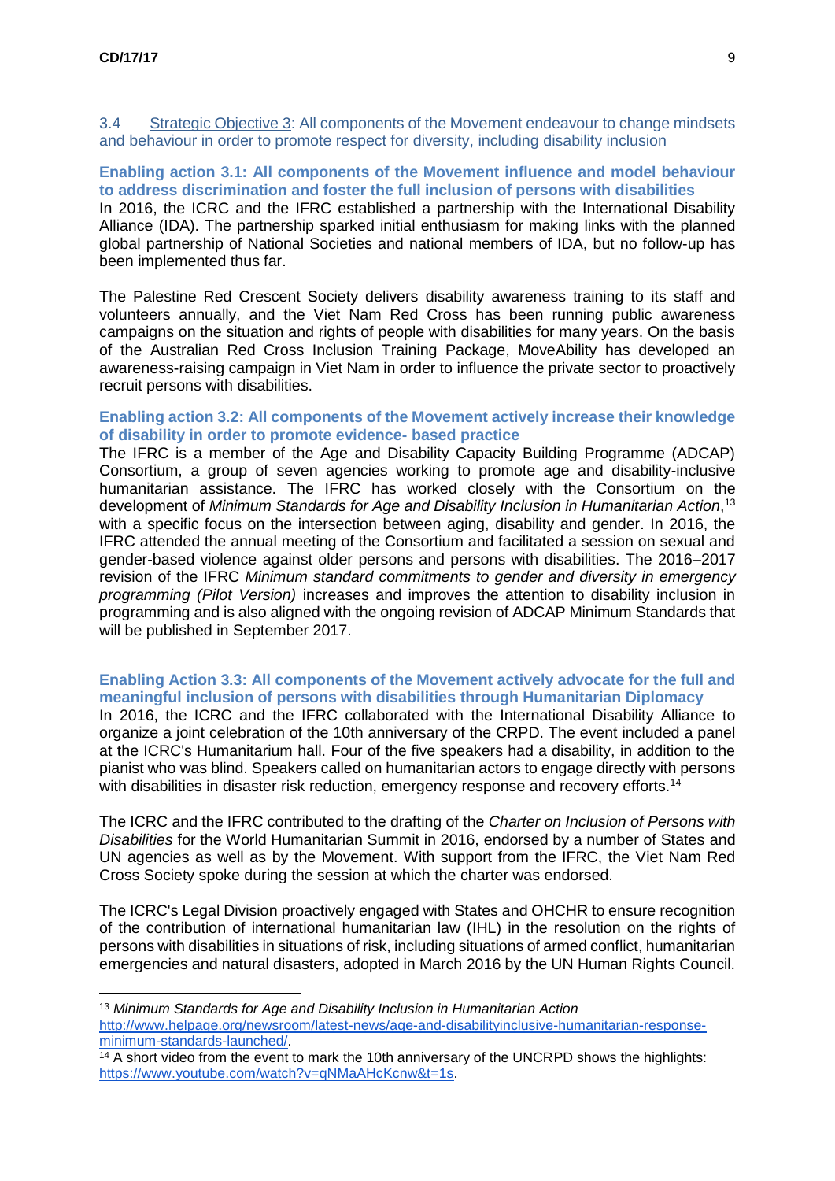### 3.4 Strategic Objective 3: All components of the Movement endeavour to change mindsets and behaviour in order to promote respect for diversity, including disability inclusion

**Enabling action 3.1: All components of the Movement influence and model behaviour to address discrimination and foster the full inclusion of persons with disabilities**

In 2016, the ICRC and the IFRC established a partnership with the International Disability Alliance (IDA). The partnership sparked initial enthusiasm for making links with the planned global partnership of National Societies and national members of IDA, but no follow-up has been implemented thus far.

The Palestine Red Crescent Society delivers disability awareness training to its staff and volunteers annually, and the Viet Nam Red Cross has been running public awareness campaigns on the situation and rights of people with disabilities for many years. On the basis of the Australian Red Cross Inclusion Training Package, MoveAbility has developed an awareness-raising campaign in Viet Nam in order to influence the private sector to proactively recruit persons with disabilities.

**Enabling action 3.2: All components of the Movement actively increase their knowledge of disability in order to promote evidence- based practice**

The IFRC is a member of the Age and Disability Capacity Building Programme (ADCAP) Consortium, a group of seven agencies working to promote age and disability-inclusive humanitarian assistance. The IFRC has worked closely with the Consortium on the development of *Minimum Standards for Age and Disability Inclusion in Humanitarian Action*,[13] with a specific focus on the intersection between aging, disability and gender. In 2016, the IFRC attended the annual meeting of the Consortium and facilitated a session on sexual and gender-based violence against older persons and persons with disabilities. The 2016–2017 revision of the IFRC *Minimum standard commitments to gender and diversity in emergency programming (Pilot Version)* increases and improves the attention to disability inclusion in programming and is also aligned with the ongoing revision of ADCAP Minimum Standards that will be published in September 2017.

**Enabling Action 3.3: All components of the Movement actively advocate for the full and meaningful inclusion of persons with disabilities through Humanitarian Diplomacy**

In 2016, the ICRC and the IFRC collaborated with the International Disability Alliance to organize a joint celebration of the 10th anniversary of the CRPD. The event included a panel at the ICRC's Humanitarium hall. Four of the five speakers had a disability, in addition to the pianist who was blind. Speakers called on humanitarian actors to engage directly with persons with disabilities in disaster risk reduction, emergency response and recovery efforts.[14]

The ICRC and the IFRC contributed to the drafting of the *Charter on Inclusion of Persons with Disabilities* for the World Humanitarian Summit in 2016, endorsed by a number of States and UN agencies as well as by the Movement. With support from the IFRC, the Viet Nam Red Cross Society spoke during the session at which the charter was endorsed.

The ICRC's Legal Division proactively engaged with States and OHCHR to ensure recognition of the contribution of international humanitarian law (IHL) in the resolution on the rights of persons with disabilities in situations of risk, including situations of armed conflict, humanitarian emergencies and natural disasters, adopted in March 2016 by the UN Human Rights Council.

---

[13] *Minimum Standards for Age and Disability Inclusion in Humanitarian Action* http://www.helpage.org/newsroom/latest-news/age-and-disabilityinclusive-humanitarian-response-minimum-standards-launched/.

[14] A short video from the event to mark the 10th anniversary of the UNCRPD shows the highlights: https://www.youtube.com/watch?v=qNMaAHcKcnw&t=1s.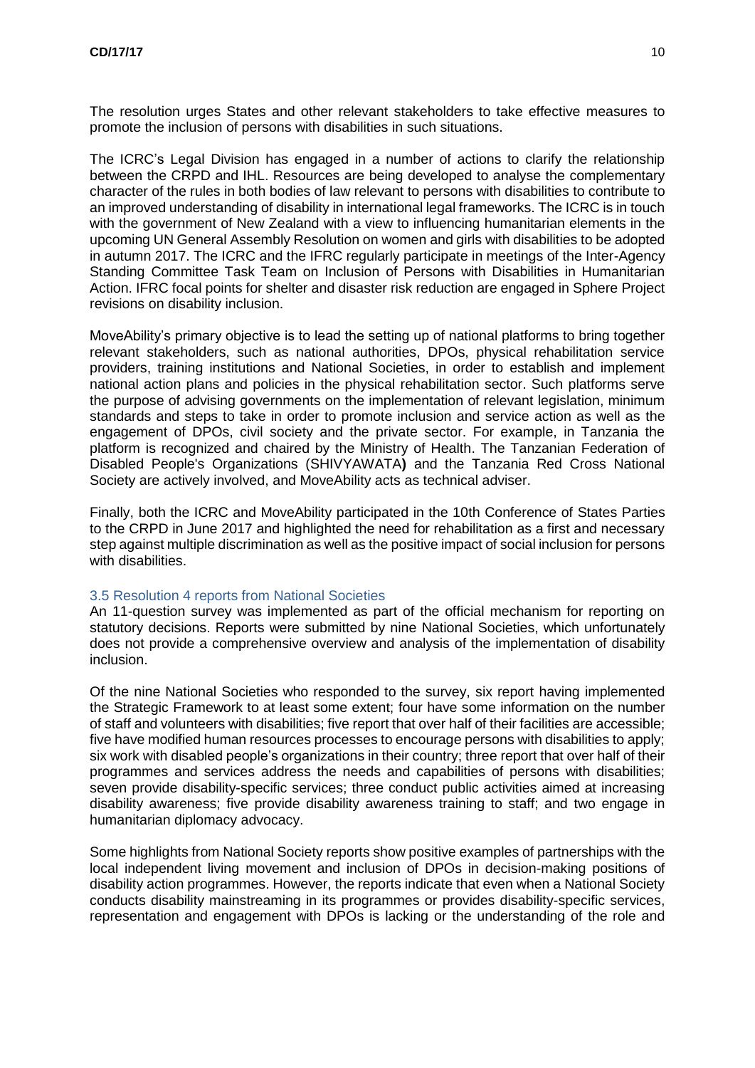The resolution urges States and other relevant stakeholders to take effective measures to promote the inclusion of persons with disabilities in such situations.

The ICRC's Legal Division has engaged in a number of actions to clarify the relationship between the CRPD and IHL. Resources are being developed to analyse the complementary character of the rules in both bodies of law relevant to persons with disabilities to contribute to an improved understanding of disability in international legal frameworks. The ICRC is in touch with the government of New Zealand with a view to influencing humanitarian elements in the upcoming UN General Assembly Resolution on women and girls with disabilities to be adopted in autumn 2017. The ICRC and the IFRC regularly participate in meetings of the Inter-Agency Standing Committee Task Team on Inclusion of Persons with Disabilities in Humanitarian Action. IFRC focal points for shelter and disaster risk reduction are engaged in Sphere Project revisions on disability inclusion.

MoveAbility's primary objective is to lead the setting up of national platforms to bring together relevant stakeholders, such as national authorities, DPOs, physical rehabilitation service providers, training institutions and National Societies, in order to establish and implement national action plans and policies in the physical rehabilitation sector. Such platforms serve the purpose of advising governments on the implementation of relevant legislation, minimum standards and steps to take in order to promote inclusion and service action as well as the engagement of DPOs, civil society and the private sector. For example, in Tanzania the platform is recognized and chaired by the Ministry of Health. The Tanzanian Federation of Disabled People's Organizations (SHIVYAWATA**)** and the Tanzania Red Cross National Society are actively involved, and MoveAbility acts as technical adviser.

Finally, both the ICRC and MoveAbility participated in the 10th Conference of States Parties to the CRPD in June 2017 and highlighted the need for rehabilitation as a first and necessary step against multiple discrimination as well as the positive impact of social inclusion for persons with disabilities.

### 3.5 Resolution 4 reports from National Societies

An 11-question survey was implemented as part of the official mechanism for reporting on statutory decisions. Reports were submitted by nine National Societies, which unfortunately does not provide a comprehensive overview and analysis of the implementation of disability inclusion.

Of the nine National Societies who responded to the survey, six report having implemented the Strategic Framework to at least some extent; four have some information on the number of staff and volunteers with disabilities; five report that over half of their facilities are accessible; five have modified human resources processes to encourage persons with disabilities to apply; six work with disabled people's organizations in their country; three report that over half of their programmes and services address the needs and capabilities of persons with disabilities; seven provide disability-specific services; three conduct public activities aimed at increasing disability awareness; five provide disability awareness training to staff; and two engage in humanitarian diplomacy advocacy.

Some highlights from National Society reports show positive examples of partnerships with the local independent living movement and inclusion of DPOs in decision-making positions of disability action programmes. However, the reports indicate that even when a National Society conducts disability mainstreaming in its programmes or provides disability-specific services, representation and engagement with DPOs is lacking or the understanding of the role and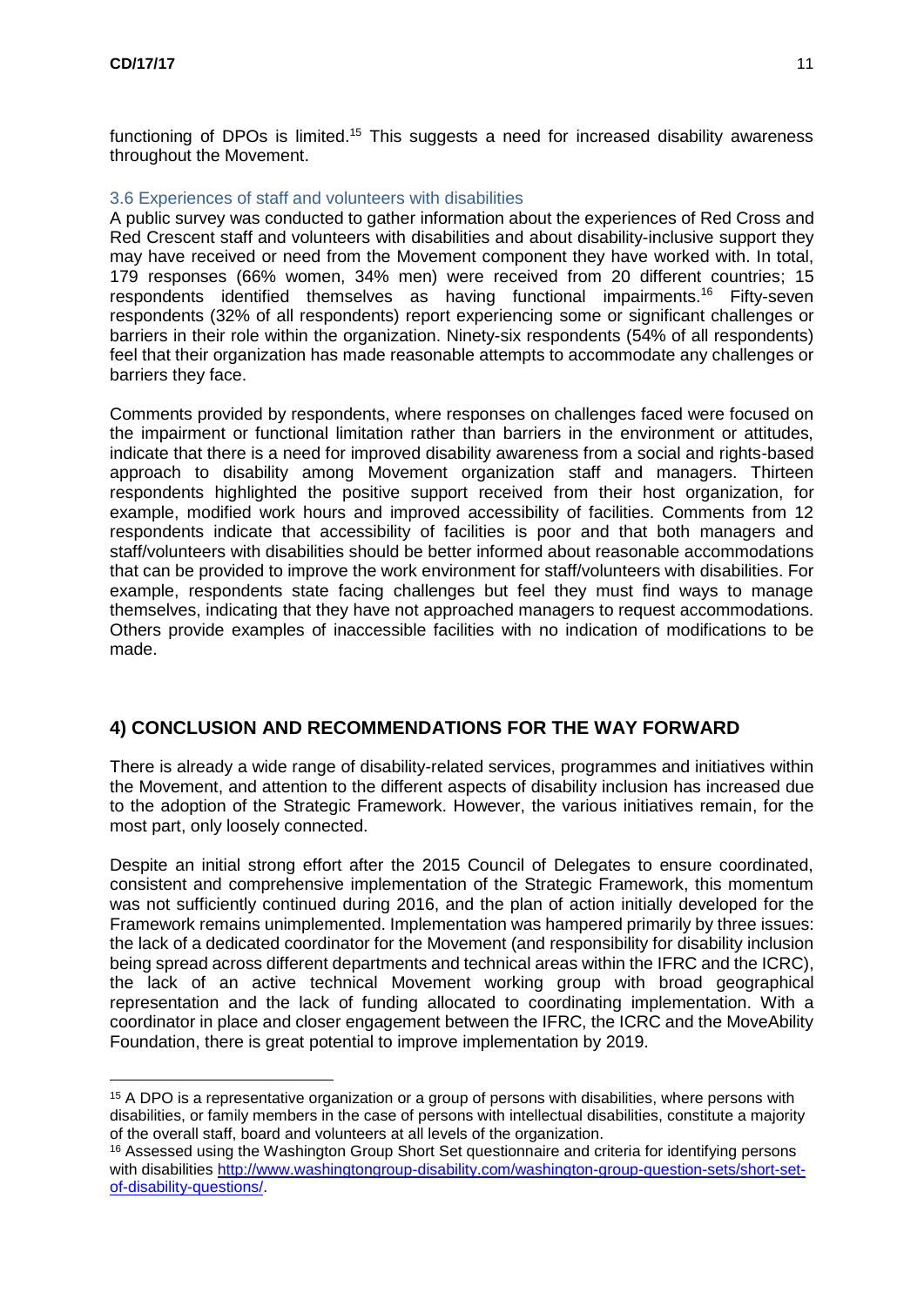functioning of DPOs is limited.[15] This suggests a need for increased disability awareness throughout the Movement.

### 3.6 Experiences of staff and volunteers with disabilities

A public survey was conducted to gather information about the experiences of Red Cross and Red Crescent staff and volunteers with disabilities and about disability-inclusive support they may have received or need from the Movement component they have worked with. In total, 179 responses (66% women, 34% men) were received from 20 different countries; 15 respondents identified themselves as having functional impairments.[16] Fifty-seven respondents (32% of all respondents) report experiencing some or significant challenges or barriers in their role within the organization. Ninety-six respondents (54% of all respondents) feel that their organization has made reasonable attempts to accommodate any challenges or barriers they face.

Comments provided by respondents, where responses on challenges faced were focused on the impairment or functional limitation rather than barriers in the environment or attitudes, indicate that there is a need for improved disability awareness from a social and rights-based approach to disability among Movement organization staff and managers. Thirteen respondents highlighted the positive support received from their host organization, for example, modified work hours and improved accessibility of facilities. Comments from 12 respondents indicate that accessibility of facilities is poor and that both managers and staff/volunteers with disabilities should be better informed about reasonable accommodations that can be provided to improve the work environment for staff/volunteers with disabilities. For example, respondents state facing challenges but feel they must find ways to manage themselves, indicating that they have not approached managers to request accommodations. Others provide examples of inaccessible facilities with no indication of modifications to be made.

## 4) CONCLUSION AND RECOMMENDATIONS FOR THE WAY FORWARD

There is already a wide range of disability-related services, programmes and initiatives within the Movement, and attention to the different aspects of disability inclusion has increased due to the adoption of the Strategic Framework. However, the various initiatives remain, for the most part, only loosely connected.

Despite an initial strong effort after the 2015 Council of Delegates to ensure coordinated, consistent and comprehensive implementation of the Strategic Framework, this momentum was not sufficiently continued during 2016, and the plan of action initially developed for the Framework remains unimplemented. Implementation was hampered primarily by three issues: the lack of a dedicated coordinator for the Movement (and responsibility for disability inclusion being spread across different departments and technical areas within the IFRC and the ICRC), the lack of an active technical Movement working group with broad geographical representation and the lack of funding allocated to coordinating implementation. With a coordinator in place and closer engagement between the IFRC, the ICRC and the MoveAbility Foundation, there is great potential to improve implementation by 2019.

---

[15] A DPO is a representative organization or a group of persons with disabilities, where persons with disabilities, or family members in the case of persons with intellectual disabilities, constitute a majority of the overall staff, board and volunteers at all levels of the organization.

[16] Assessed using the Washington Group Short Set questionnaire and criteria for identifying persons with disabilities http://www.washingtongroup-disability.com/washington-group-question-sets/short-set-of-disability-questions/.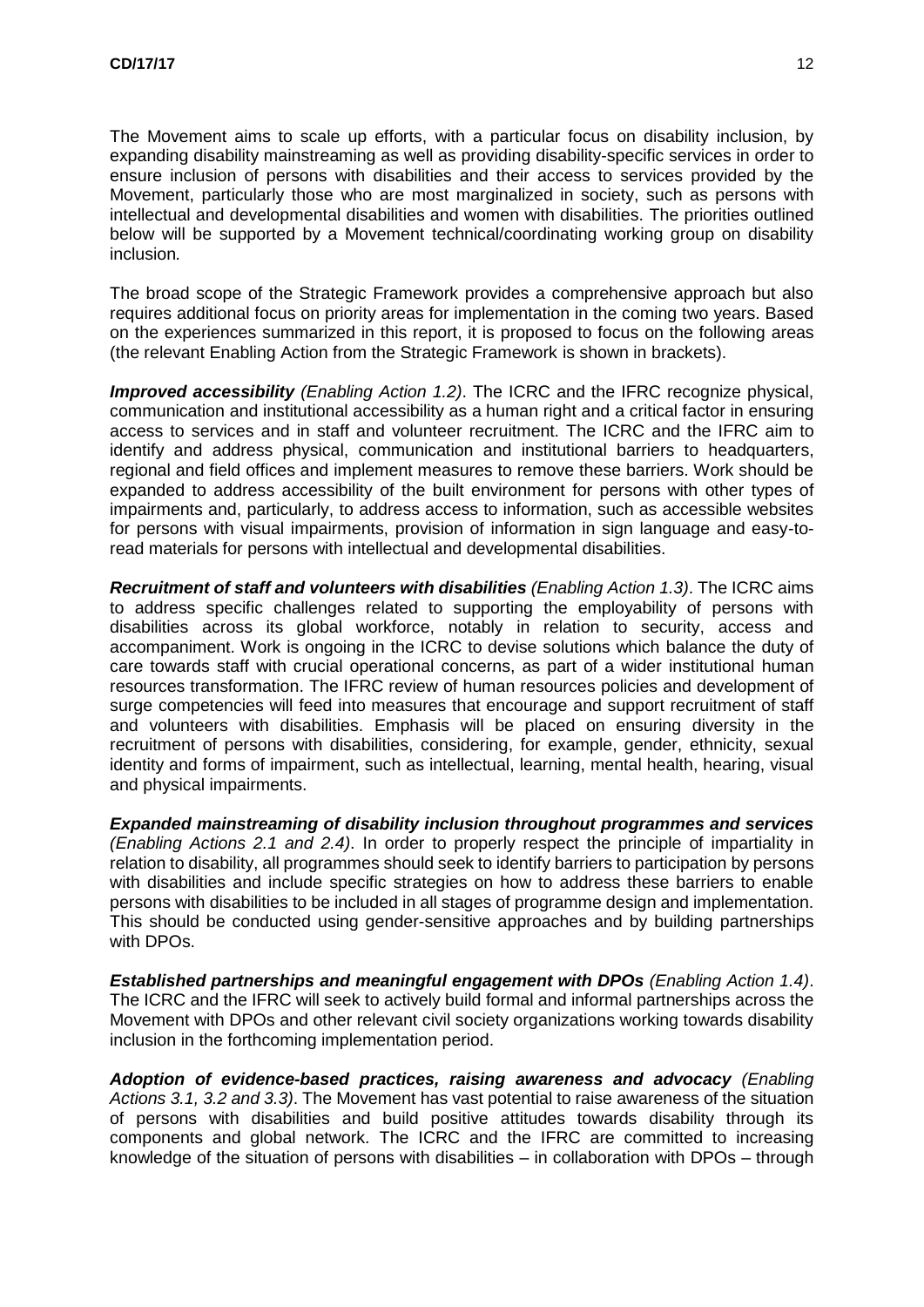The Movement aims to scale up efforts, with a particular focus on disability inclusion, by expanding disability mainstreaming as well as providing disability-specific services in order to ensure inclusion of persons with disabilities and their access to services provided by the Movement, particularly those who are most marginalized in society, such as persons with intellectual and developmental disabilities and women with disabilities. The priorities outlined below will be supported by a Movement technical/coordinating working group on disability inclusion.

The broad scope of the Strategic Framework provides a comprehensive approach but also requires additional focus on priority areas for implementation in the coming two years. Based on the experiences summarized in this report, it is proposed to focus on the following areas (the relevant Enabling Action from the Strategic Framework is shown in brackets).

***Improved accessibility*** *(Enabling Action 1.2)*. The ICRC and the IFRC recognize physical, communication and institutional accessibility as a human right and a critical factor in ensuring access to services and in staff and volunteer recruitment. The ICRC and the IFRC aim to identify and address physical, communication and institutional barriers to headquarters, regional and field offices and implement measures to remove these barriers. Work should be expanded to address accessibility of the built environment for persons with other types of impairments and, particularly, to address access to information, such as accessible websites for persons with visual impairments, provision of information in sign language and easy-to-read materials for persons with intellectual and developmental disabilities.

***Recruitment of staff and volunteers with disabilities*** *(Enabling Action 1.3)*. The ICRC aims to address specific challenges related to supporting the employability of persons with disabilities across its global workforce, notably in relation to security, access and accompaniment. Work is ongoing in the ICRC to devise solutions which balance the duty of care towards staff with crucial operational concerns, as part of a wider institutional human resources transformation. The IFRC review of human resources policies and development of surge competencies will feed into measures that encourage and support recruitment of staff and volunteers with disabilities. Emphasis will be placed on ensuring diversity in the recruitment of persons with disabilities, considering, for example, gender, ethnicity, sexual identity and forms of impairment, such as intellectual, learning, mental health, hearing, visual and physical impairments.

***Expanded mainstreaming of disability inclusion throughout programmes and services*** *(Enabling Actions 2.1 and 2.4)*. In order to properly respect the principle of impartiality in relation to disability, all programmes should seek to identify barriers to participation by persons with disabilities and include specific strategies on how to address these barriers to enable persons with disabilities to be included in all stages of programme design and implementation. This should be conducted using gender-sensitive approaches and by building partnerships with DPOs.

***Established partnerships and meaningful engagement with DPOs*** *(Enabling Action 1.4)*. The ICRC and the IFRC will seek to actively build formal and informal partnerships across the Movement with DPOs and other relevant civil society organizations working towards disability inclusion in the forthcoming implementation period.

***Adoption of evidence-based practices, raising awareness and advocacy*** *(Enabling Actions 3.1, 3.2 and 3.3)*. The Movement has vast potential to raise awareness of the situation of persons with disabilities and build positive attitudes towards disability through its components and global network. The ICRC and the IFRC are committed to increasing knowledge of the situation of persons with disabilities – in collaboration with DPOs – through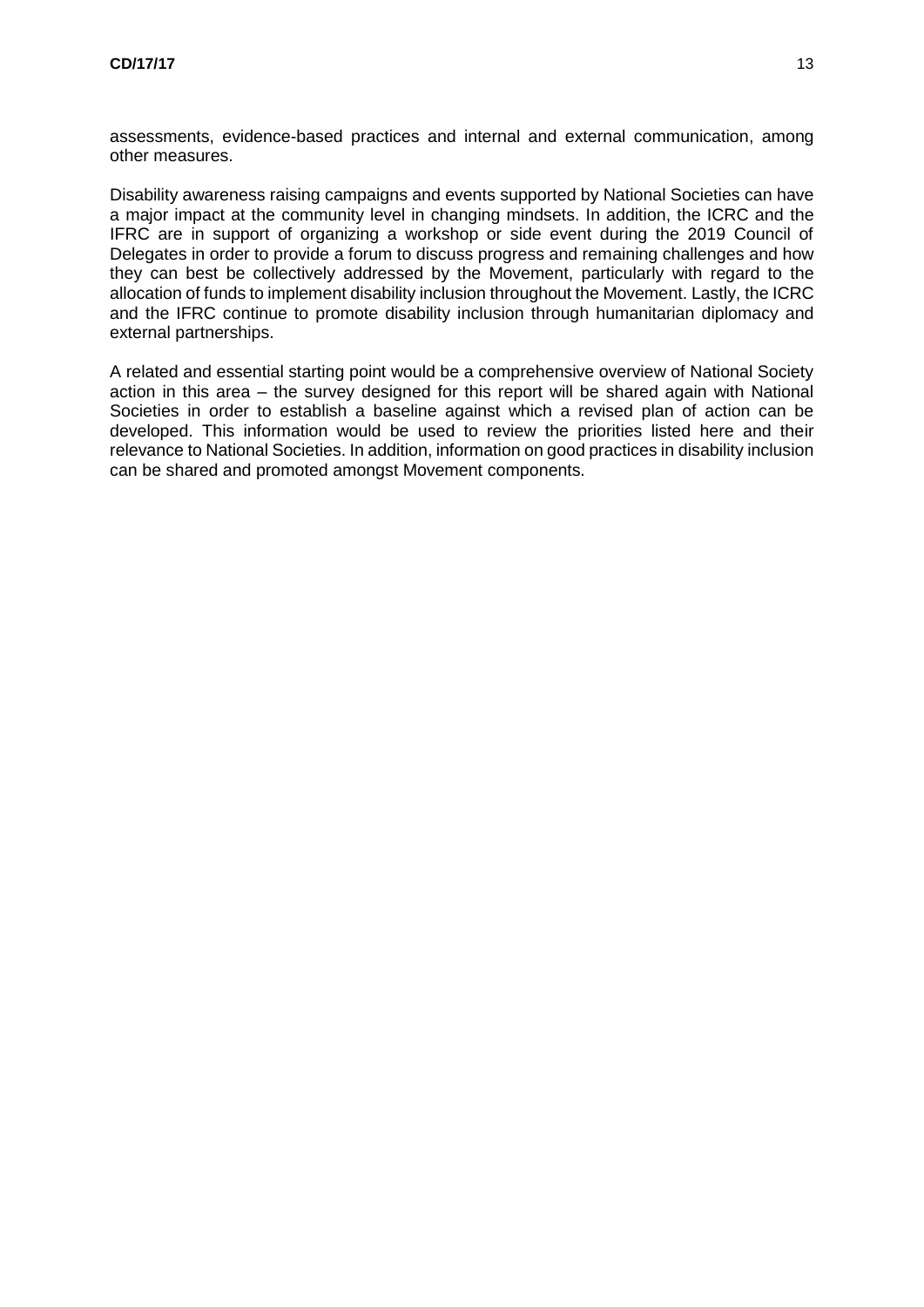assessments, evidence-based practices and internal and external communication, among other measures.

Disability awareness raising campaigns and events supported by National Societies can have a major impact at the community level in changing mindsets. In addition, the ICRC and the IFRC are in support of organizing a workshop or side event during the 2019 Council of Delegates in order to provide a forum to discuss progress and remaining challenges and how they can best be collectively addressed by the Movement, particularly with regard to the allocation of funds to implement disability inclusion throughout the Movement. Lastly, the ICRC and the IFRC continue to promote disability inclusion through humanitarian diplomacy and external partnerships.

A related and essential starting point would be a comprehensive overview of National Society action in this area – the survey designed for this report will be shared again with National Societies in order to establish a baseline against which a revised plan of action can be developed. This information would be used to review the priorities listed here and their relevance to National Societies. In addition, information on good practices in disability inclusion can be shared and promoted amongst Movement components.